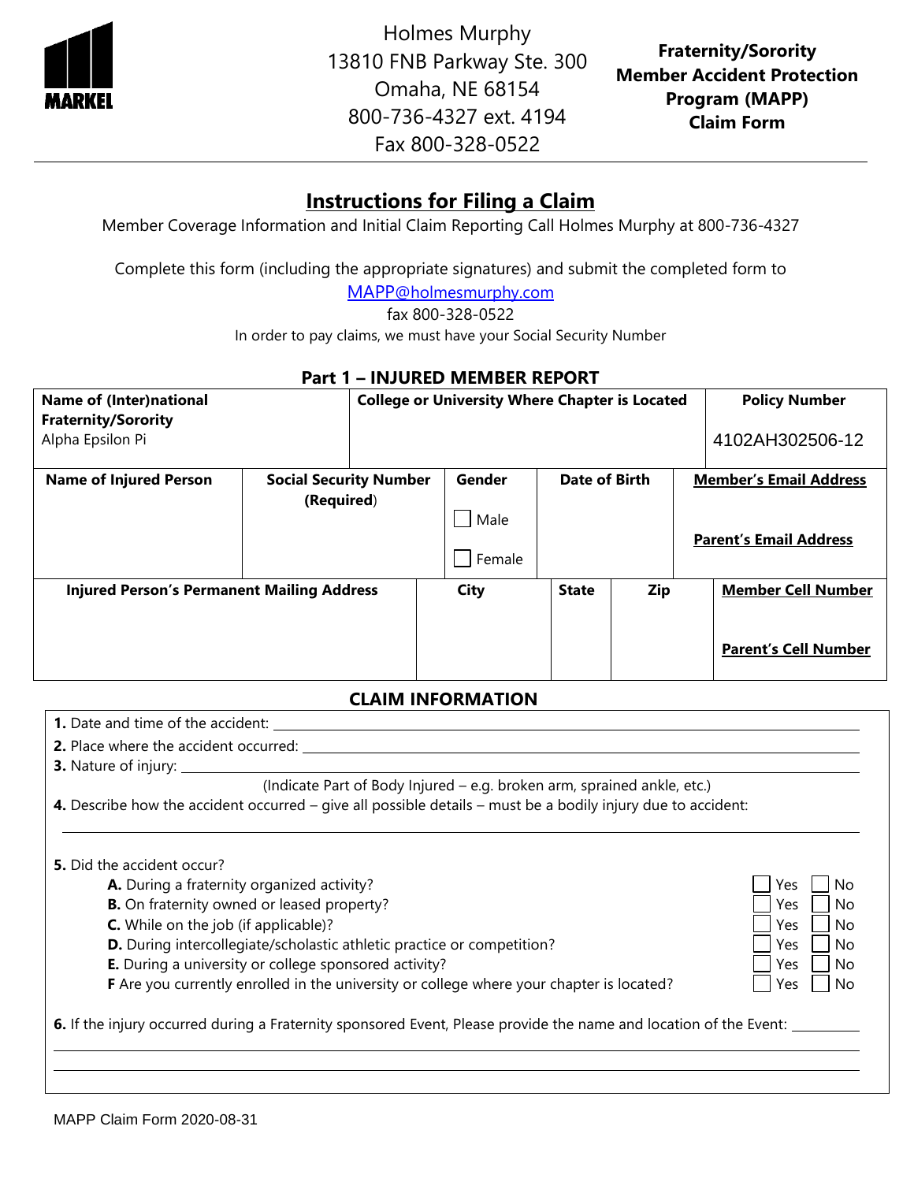MARKEL

Holmes Murphy
13810 FNB Parkway Ste. 300
Omaha, NE 68154
800-736-4327 ext. 4194
Fax 800-328-0522

**Fraternity/Sorority Member Accident Protection Program (MAPP) Claim Form**

## Instructions for Filing a Claim

Member Coverage Information and Initial Claim Reporting Call Holmes Murphy at 800-736-4327

Complete this form (including the appropriate signatures) and submit the completed form to

MAPP@holmesmurphy.com

fax 800-328-0522

In order to pay claims, we must have your Social Security Number

### Part 1 – INJURED MEMBER REPORT

| Name of (Inter)national Fraternity/Sorority | College or University Where Chapter is Located | Policy Number |
|---|---|---|
| Alpha Epsilon Pi | | 4102AH302506-12 |

| Name of Injured Person | Social Security Number (Required) | Gender | Date of Birth | Member's Email Address / Parent's Email Address |
|---|---|---|---|---|
| | | ☐ Male ☐ Female | | |

| Injured Person's Permanent Mailing Address | City | State | Zip | Member Cell Number / Parent's Cell Number |
|---|---|---|---|---|
| | | | | |

### CLAIM INFORMATION

**1.** Date and time of the accident: \_\_\_\_\_\_\_\_\_\_

**2.** Place where the accident occurred: \_\_\_\_\_\_\_\_\_\_

**3.** Nature of injury: \_\_\_\_\_\_\_\_\_\_

(Indicate Part of Body Injured – e.g. broken arm, sprained ankle, etc.)

**4.** Describe how the accident occurred – give all possible details – must be a bodily injury due to accident:

\_\_\_\_\_\_\_\_\_\_

**5.** Did the accident occur?

- **A.** During a fraternity organized activity? ☐ Yes ☐ No
- **B.** On fraternity owned or leased property? ☐ Yes ☐ No
- **C.** While on the job (if applicable)? ☐ Yes ☐ No
- **D.** During intercollegiate/scholastic athletic practice or competition? ☐ Yes ☐ No
- **E.** During a university or college sponsored activity? ☐ Yes ☐ No
- **F** Are you currently enrolled in the university or college where your chapter is located? ☐ Yes ☐ No

**6.** If the injury occurred during a Fraternity sponsored Event, Please provide the name and location of the Event: \_\_\_\_\_\_\_\_\_\_

MAPP Claim Form 2020-08-31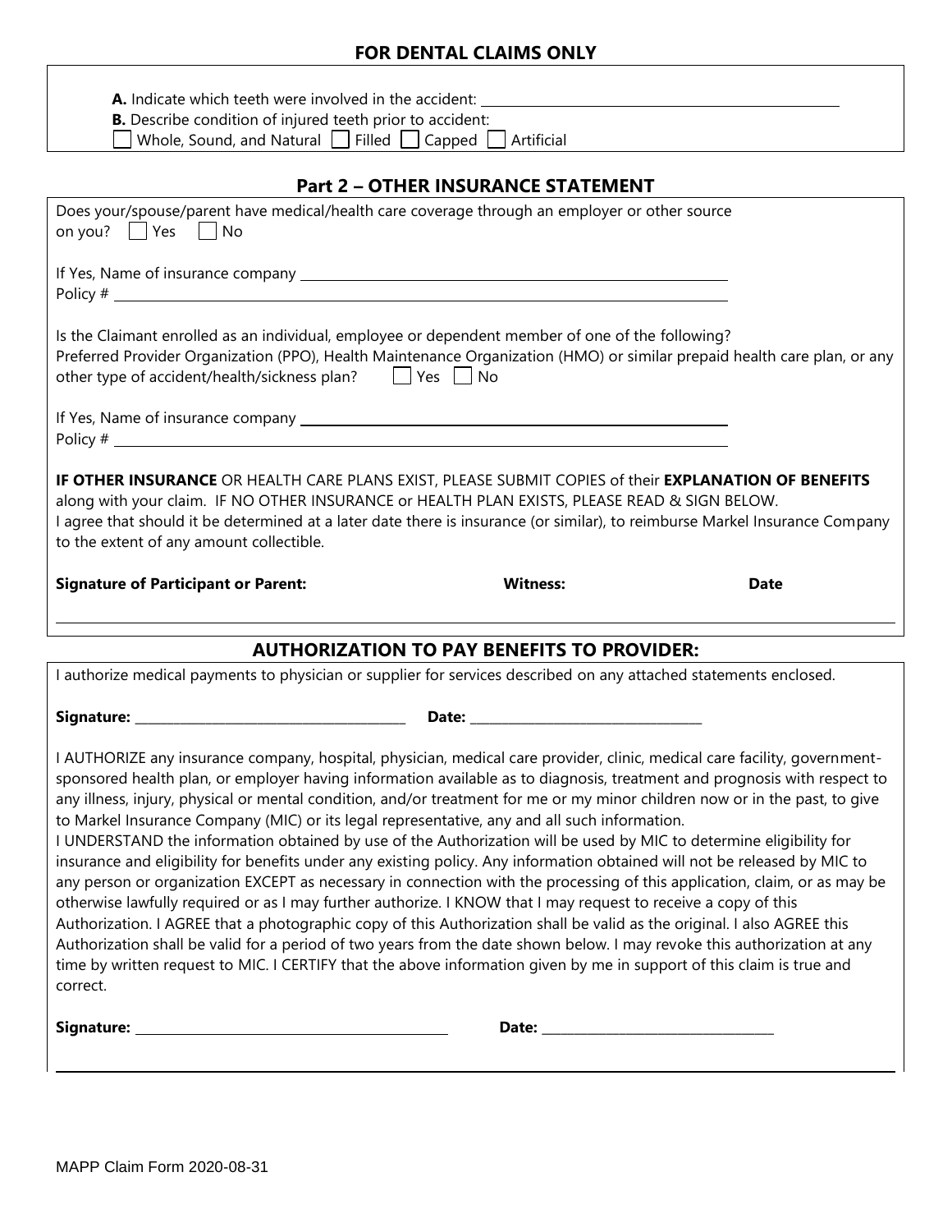## FOR DENTAL CLAIMS ONLY

**A.** Indicate which teeth were involved in the accident: ______________________________

**B.** Describe condition of injured teeth prior to accident:

☐ Whole, Sound, and Natural ☐ Filled ☐ Capped ☐ Artificial

## Part 2 – OTHER INSURANCE STATEMENT

Does your/spouse/parent have medical/health care coverage through an employer or other source on you? ☐ Yes ☐ No

If Yes, Name of insurance company ______________________________

Policy # ______________________________

Is the Claimant enrolled as an individual, employee or dependent member of one of the following?

Preferred Provider Organization (PPO), Health Maintenance Organization (HMO) or similar prepaid health care plan, or any other type of accident/health/sickness plan? ☐ Yes ☐ No

If Yes, Name of insurance company ______________________________

Policy # ______________________________

**IF OTHER INSURANCE** OR HEALTH CARE PLANS EXIST, PLEASE SUBMIT COPIES of their **EXPLANATION OF BENEFITS** along with your claim. IF NO OTHER INSURANCE or HEALTH PLAN EXISTS, PLEASE READ & SIGN BELOW.

I agree that should it be determined at a later date there is insurance (or similar), to reimburse Markel Insurance Company to the extent of any amount collectible.

**Signature of Participant or Parent:** **Witness:** **Date**

## AUTHORIZATION TO PAY BENEFITS TO PROVIDER:

I authorize medical payments to physician or supplier for services described on any attached statements enclosed.

**Signature:** ______________________________ **Date:** ______________________________

I AUTHORIZE any insurance company, hospital, physician, medical care provider, clinic, medical care facility, government-sponsored health plan, or employer having information available as to diagnosis, treatment and prognosis with respect to any illness, injury, physical or mental condition, and/or treatment for me or my minor children now or in the past, to give to Markel Insurance Company (MIC) or its legal representative, any and all such information.

I UNDERSTAND the information obtained by use of the Authorization will be used by MIC to determine eligibility for insurance and eligibility for benefits under any existing policy. Any information obtained will not be released by MIC to any person or organization EXCEPT as necessary in connection with the processing of this application, claim, or as may be otherwise lawfully required or as I may further authorize. I KNOW that I may request to receive a copy of this Authorization. I AGREE that a photographic copy of this Authorization shall be valid as the original. I also AGREE this Authorization shall be valid for a period of two years from the date shown below. I may revoke this authorization at any time by written request to MIC. I CERTIFY that the above information given by me in support of this claim is true and correct.

**Signature:** ______________________________ **Date:** ______________________________

MAPP Claim Form 2020-08-31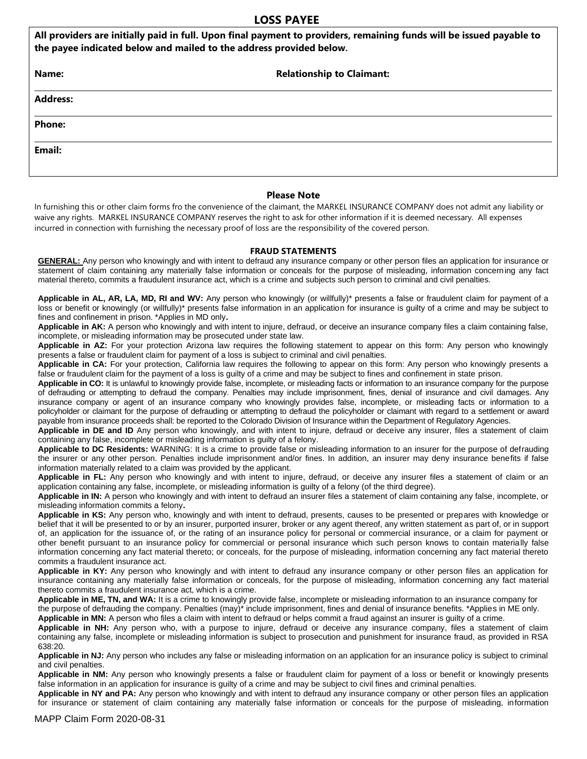## LOSS PAYEE

**All providers are initially paid in full. Upon final payment to providers, remaining funds will be issued payable to the payee indicated below and mailed to the address provided below.**

| **Name:** | **Relationship to Claimant:** |
|---|---|
| **Address:** | |
| **Phone:** | |
| **Email:** | |

### Please Note

In furnishing this or other claim forms fro the convenience of the claimant, the MARKEL INSURANCE COMPANY does not admit any liability or waive any rights. MARKEL INSURANCE COMPANY reserves the right to ask for other information if it is deemed necessary. All expenses incurred in connection with furnishing the necessary proof of loss are the responsibility of the covered person.

### FRAUD STATEMENTS

**GENERAL:** Any person who knowingly and with intent to defraud any insurance company or other person files an application for insurance or statement of claim containing any materially false information or conceals for the purpose of misleading, information concerning any fact material thereto, commits a fraudulent insurance act, which is a crime and subjects such person to criminal and civil penalties.

**Applicable in AL, AR, LA, MD, RI and WV:** Any person who knowingly (or willfully)* presents a false or fraudulent claim for payment of a loss or benefit or knowingly (or willfully)* presents false information in an application for insurance is guilty of a crime and may be subject to fines and confinement in prison. *Applies in MD only**.**

**Applicable in AK:** A person who knowingly and with intent to injure, defraud, or deceive an insurance company files a claim containing false, incomplete, or misleading information may be prosecuted under state law.

**Applicable in AZ:** For your protection Arizona law requires the following statement to appear on this form: Any person who knowingly presents a false or fraudulent claim for payment of a loss is subject to criminal and civil penalties.

**Applicable in CA:** For your protection, California law requires the following to appear on this form: Any person who knowingly presents a false or fraudulent claim for the payment of a loss is guilty of a crime and may be subject to fines and confinement in state prison.

**Applicable in CO:** It is unlawful to knowingly provide false, incomplete, or misleading facts or information to an insurance company for the purpose of defrauding or attempting to defraud the company. Penalties may include imprisonment, fines, denial of insurance and civil damages. Any insurance company or agent of an insurance company who knowingly provides false, incomplete, or misleading facts or information to a policyholder or claimant for the purpose of defrauding or attempting to defraud the policyholder or claimant with regard to a settlement or award payable from insurance proceeds shall: be reported to the Colorado Division of Insurance within the Department of Regulatory Agencies.

**Applicable in DE and ID** Any person who knowingly, and with intent to injure, defraud or deceive any insurer, files a statement of claim containing any false, incomplete or misleading information is guilty of a felony.

**Applicable to DC Residents:** WARNING: It is a crime to provide false or misleading information to an insurer for the purpose of defrauding the insurer or any other person. Penalties include imprisonment and/or fines. In addition, an insurer may deny insurance benefits if false information materially related to a claim was provided by the applicant.

**Applicable in FL:** Any person who knowingly and with intent to injure, defraud, or deceive any insurer files a statement of claim or an application containing any false, incomplete, or misleading information is guilty of a felony (of the third degree).

**Applicable in IN:** A person who knowingly and with intent to defraud an insurer files a statement of claim containing any false, incomplete, or misleading information commits a felony**.**

**Applicable in KS:** Any person who, knowingly and with intent to defraud, presents, causes to be presented or prepares with knowledge or belief that it will be presented to or by an insurer, purported insurer, broker or any agent thereof, any written statement as part of, or in support of, an application for the issuance of, or the rating of an insurance policy for personal or commercial insurance, or a claim for payment or other benefit pursuant to an insurance policy for commercial or personal insurance which such person knows to contain materially false information concerning any fact material thereto; or conceals, for the purpose of misleading, information concerning any fact material thereto commits a fraudulent insurance act.

**Applicable in KY:** Any person who knowingly and with intent to defraud any insurance company or other person files an application for insurance containing any materially false information or conceals, for the purpose of misleading, information concerning any fact material thereto commits a fraudulent insurance act, which is a crime.

**Applicable in ME, TN, and WA:** It is a crime to knowingly provide false, incomplete or misleading information to an insurance company for the purpose of defrauding the company. Penalties (may)* include imprisonment, fines and denial of insurance benefits. *Applies in ME only.

**Applicable in MN:** A person who files a claim with intent to defraud or helps commit a fraud against an insurer is guilty of a crime.

**Applicable in NH:** Any person who, with a purpose to injure, defraud or deceive any insurance company, files a statement of claim containing any false, incomplete or misleading information is subject to prosecution and punishment for insurance fraud, as provided in RSA 638:20.

**Applicable in NJ:** Any person who includes any false or misleading information on an application for an insurance policy is subject to criminal and civil penalties.

**Applicable in NM:** Any person who knowingly presents a false or fraudulent claim for payment of a loss or benefit or knowingly presents false information in an application for insurance is guilty of a crime and may be subject to civil fines and criminal penalties.

**Applicable in NY and PA:** Any person who knowingly and with intent to defraud any insurance company or other person files an application for insurance or statement of claim containing any materially false information or conceals for the purpose of misleading, information

MAPP Claim Form 2020-08-31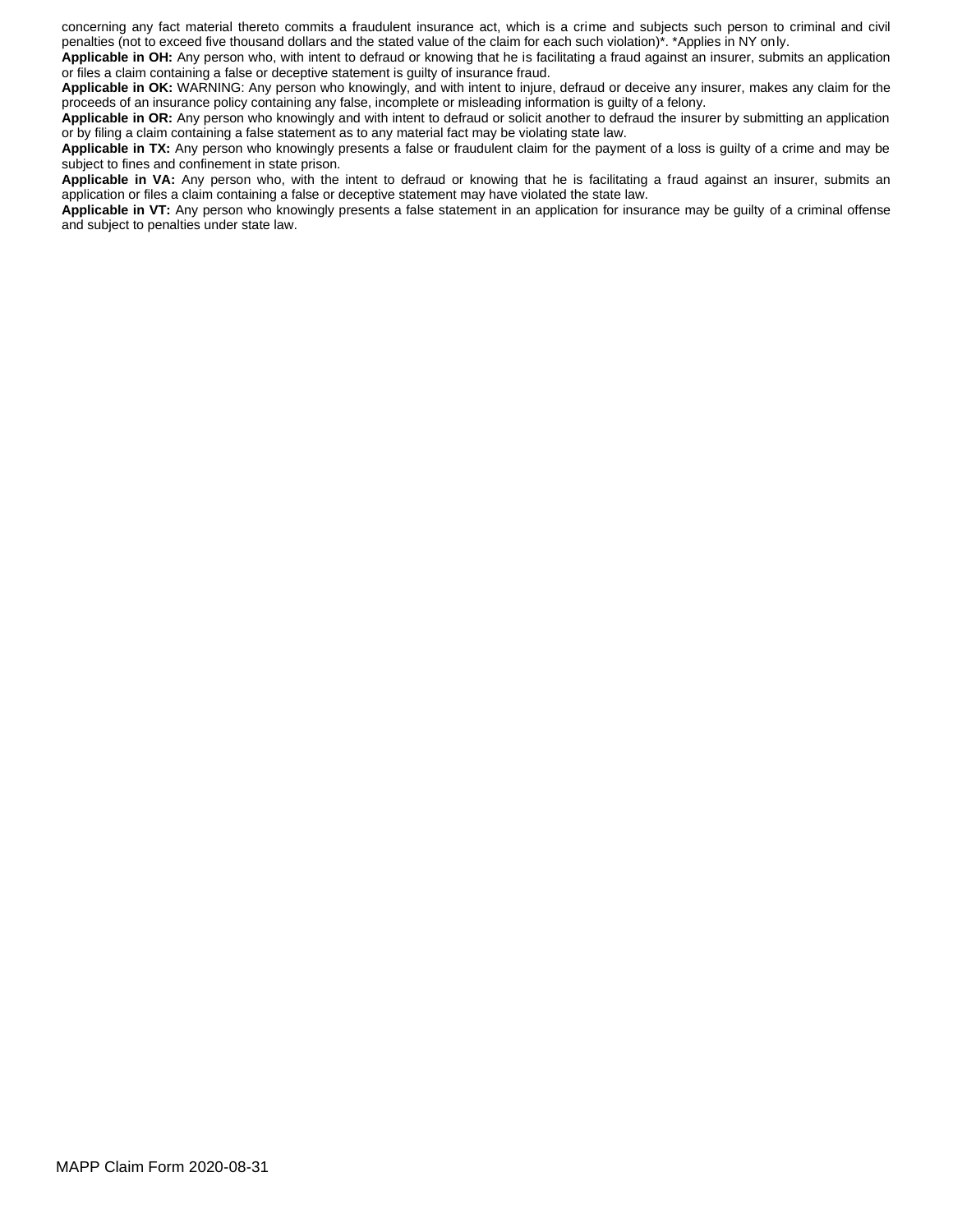concerning any fact material thereto commits a fraudulent insurance act, which is a crime and subjects such person to criminal and civil penalties (not to exceed five thousand dollars and the stated value of the claim for each such violation)*. *Applies in NY only.

**Applicable in OH:** Any person who, with intent to defraud or knowing that he is facilitating a fraud against an insurer, submits an application or files a claim containing a false or deceptive statement is guilty of insurance fraud.

**Applicable in OK:** WARNING: Any person who knowingly, and with intent to injure, defraud or deceive any insurer, makes any claim for the proceeds of an insurance policy containing any false, incomplete or misleading information is guilty of a felony.

**Applicable in OR:** Any person who knowingly and with intent to defraud or solicit another to defraud the insurer by submitting an application or by filing a claim containing a false statement as to any material fact may be violating state law.

**Applicable in TX:** Any person who knowingly presents a false or fraudulent claim for the payment of a loss is guilty of a crime and may be subject to fines and confinement in state prison.

**Applicable in VA:** Any person who, with the intent to defraud or knowing that he is facilitating a fraud against an insurer, submits an application or files a claim containing a false or deceptive statement may have violated the state law.

**Applicable in VT:** Any person who knowingly presents a false statement in an application for insurance may be guilty of a criminal offense and subject to penalties under state law.